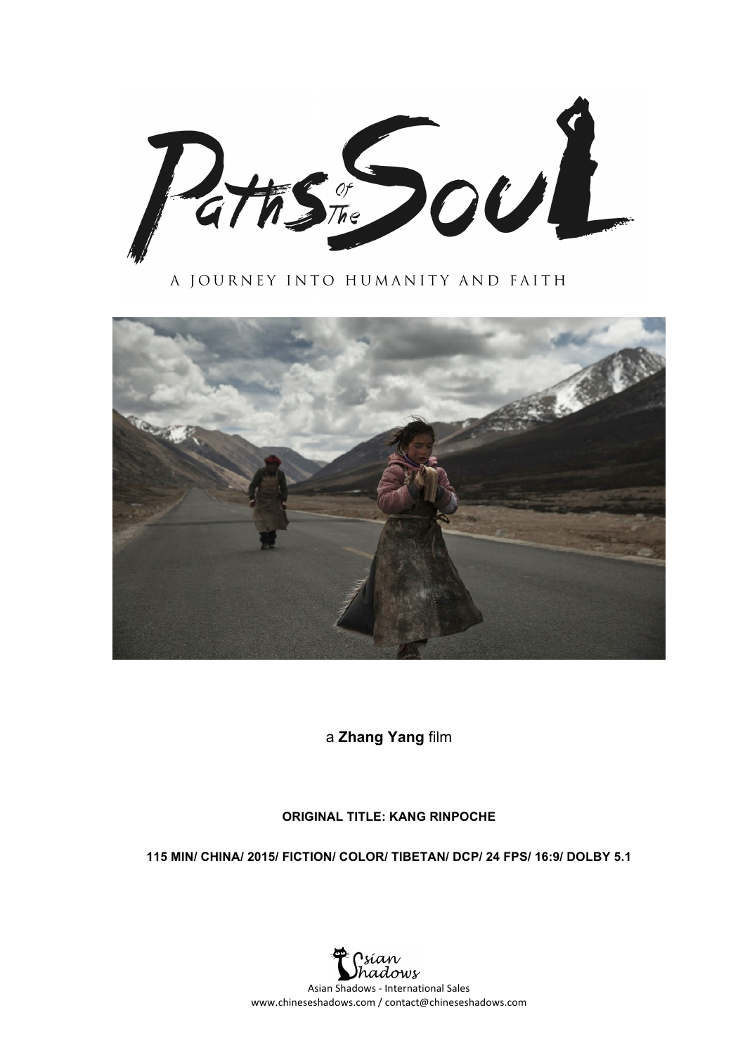# Paths of the Soul

A JOURNEY INTO HUMANITY AND FAITH

a **Zhang Yang** film

**ORIGINAL TITLE: KANG RINPOCHE**

**115 MIN/ CHINA/ 2015/ FICTION/ COLOR/ TIBETAN/ DCP/ 24 FPS/ 16:9/ DOLBY 5.1**

Asian Shadows - International Sales
www.chineseshadows.com / contact@chineseshadows.com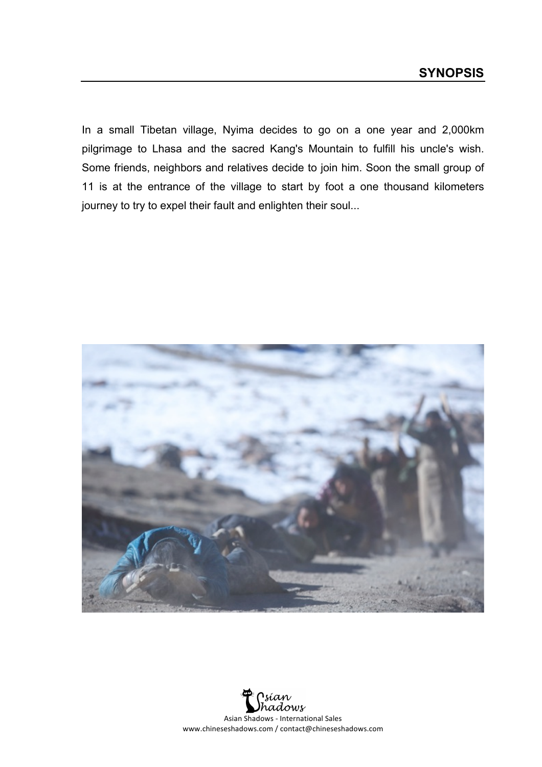## SYNOPSIS

In a small Tibetan village, Nyima decides to go on a one year and 2,000km pilgrimage to Lhasa and the sacred Kang's Mountain to fulfill his uncle's wish. Some friends, neighbors and relatives decide to join him. Soon the small group of 11 is at the entrance of the village to start by foot a one thousand kilometers journey to try to expel their fault and enlighten their soul...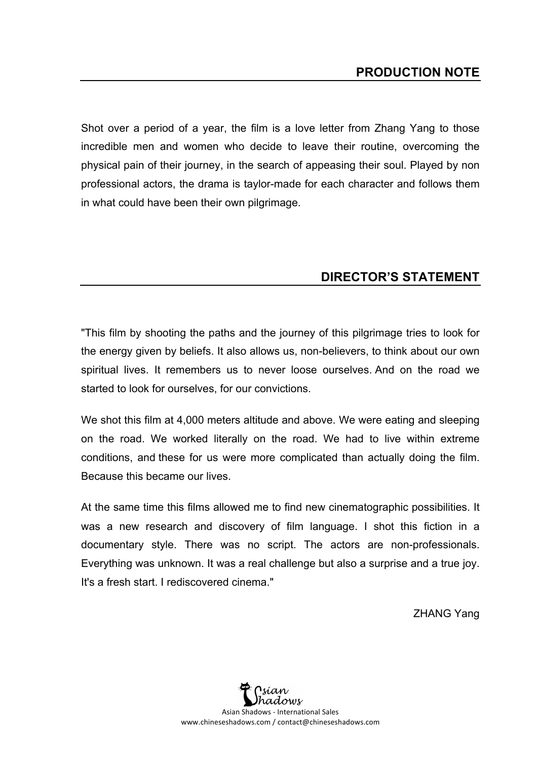## PRODUCTION NOTE

Shot over a period of a year, the film is a love letter from Zhang Yang to those incredible men and women who decide to leave their routine, overcoming the physical pain of their journey, in the search of appeasing their soul. Played by non professional actors, the drama is taylor-made for each character and follows them in what could have been their own pilgrimage.

## DIRECTOR'S STATEMENT

"This film by shooting the paths and the journey of this pilgrimage tries to look for the energy given by beliefs. It also allows us, non-believers, to think about our own spiritual lives. It remembers us to never loose ourselves. And on the road we started to look for ourselves, for our convictions.

We shot this film at 4,000 meters altitude and above. We were eating and sleeping on the road. We worked literally on the road. We had to live within extreme conditions, and these for us were more complicated than actually doing the film. Because this became our lives.

At the same time this films allowed me to find new cinematographic possibilities. It was a new research and discovery of film language. I shot this fiction in a documentary style. There was no script. The actors are non-professionals. Everything was unknown. It was a real challenge but also a surprise and a true joy. It's a fresh start. I rediscovered cinema."

ZHANG Yang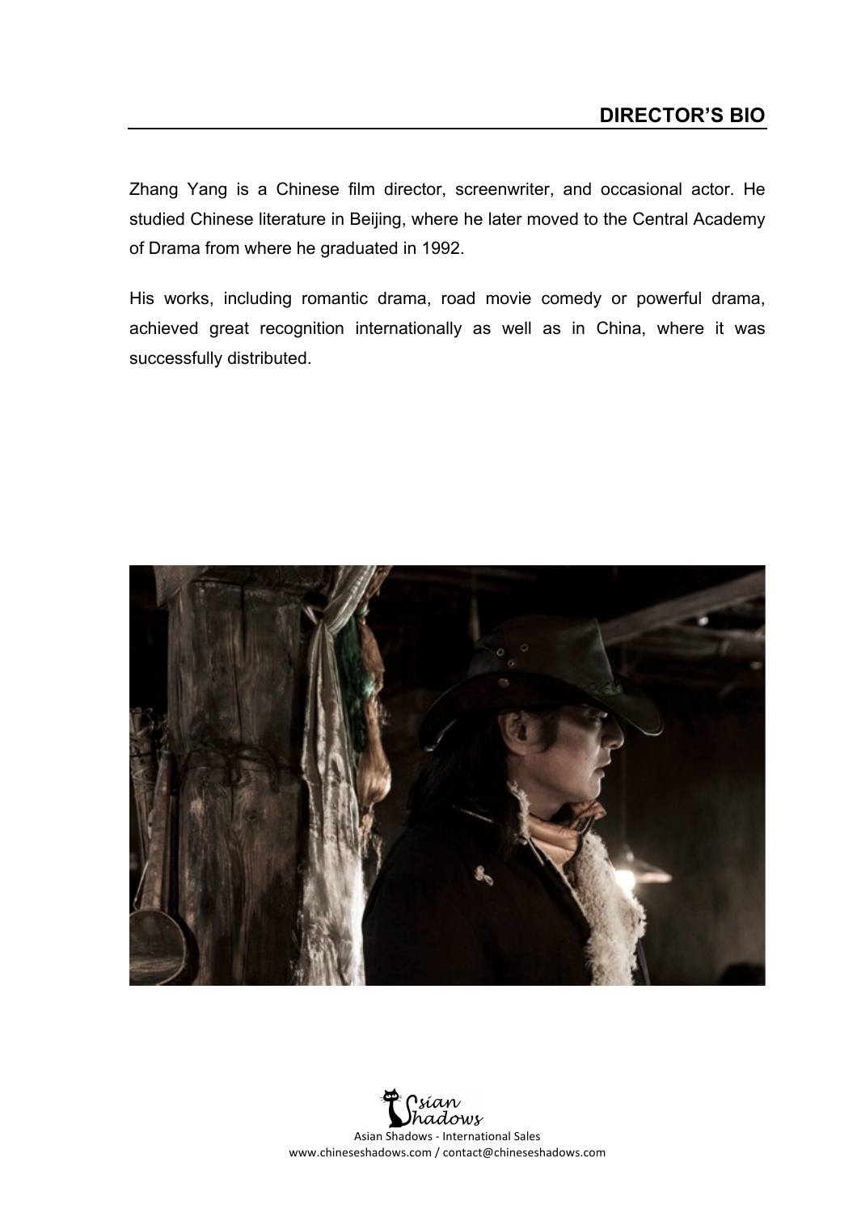## DIRECTOR'S BIO

Zhang Yang is a Chinese film director, screenwriter, and occasional actor. He studied Chinese literature in Beijing, where he later moved to the Central Academy of Drama from where he graduated in 1992.

His works, including romantic drama, road movie comedy or powerful drama, achieved great recognition internationally as well as in China, where it was successfully distributed.

Asian Shadows - International Sales
www.chineseshadows.com / contact@chineseshadows.com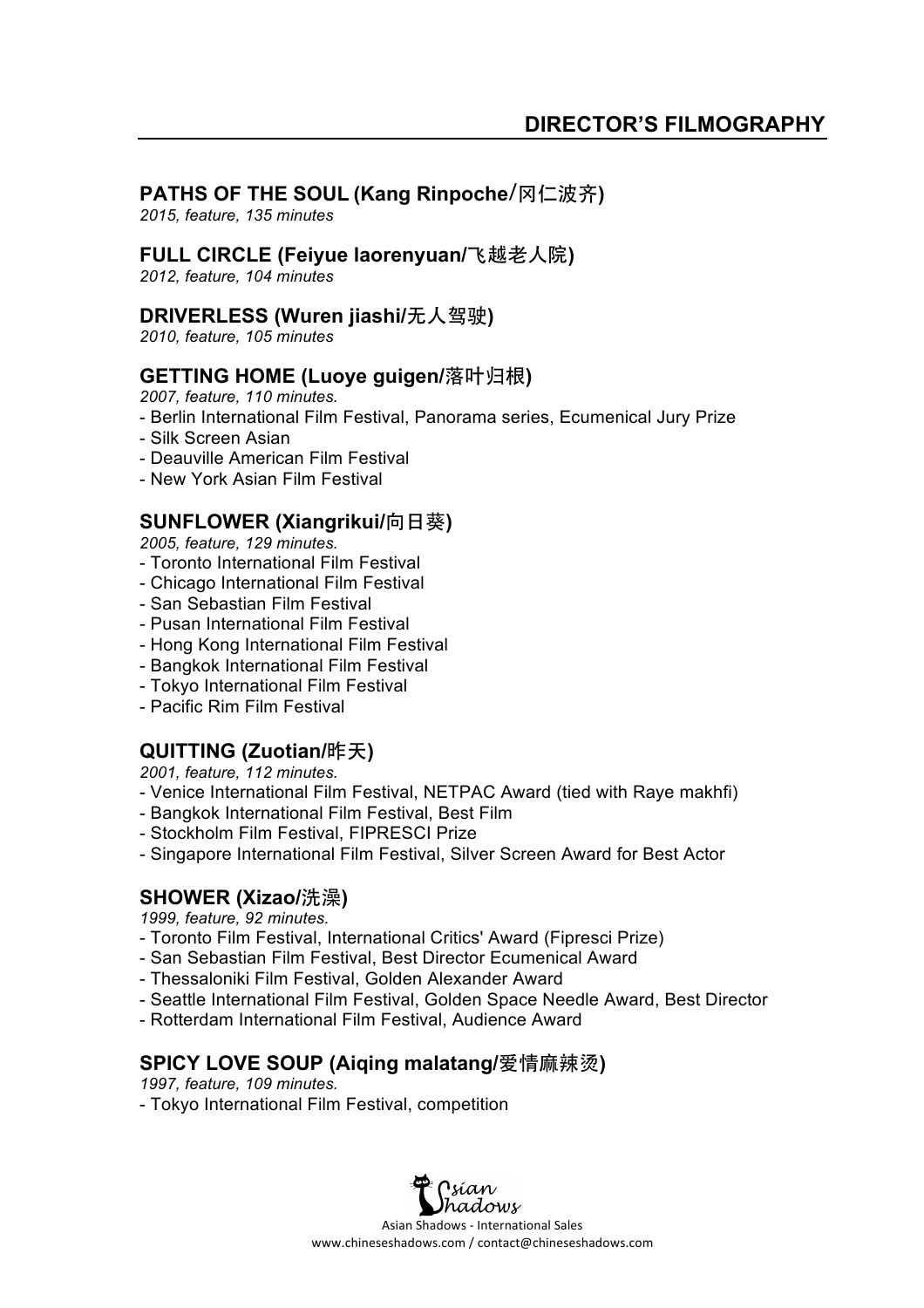# DIRECTOR'S FILMOGRAPHY

### PATHS OF THE SOUL (Kang Rinpoche/冈仁波齐)

*2015, feature, 135 minutes*

### FULL CIRCLE (Feiyue laorenyuan/飞越老人院)

*2012, feature, 104 minutes*

### DRIVERLESS (Wuren jiashi/无人驾驶)

*2010, feature, 105 minutes*

### GETTING HOME (Luoye guigen/落叶归根)

*2007, feature, 110 minutes.*

- Berlin International Film Festival, Panorama series, Ecumenical Jury Prize
- Silk Screen Asian
- Deauville American Film Festival
- New York Asian Film Festival

### SUNFLOWER (Xiangrikui/向日葵)

*2005, feature, 129 minutes.*

- Toronto International Film Festival
- Chicago International Film Festival
- San Sebastian Film Festival
- Pusan International Film Festival
- Hong Kong International Film Festival
- Bangkok International Film Festival
- Tokyo International Film Festival
- Pacific Rim Film Festival

### QUITTING (Zuotian/昨天)

*2001, feature, 112 minutes.*

- Venice International Film Festival, NETPAC Award (tied with Raye makhfi)
- Bangkok International Film Festival, Best Film
- Stockholm Film Festival, FIPRESCI Prize
- Singapore International Film Festival, Silver Screen Award for Best Actor

### SHOWER (Xizao/洗澡)

*1999, feature, 92 minutes.*

- Toronto Film Festival, International Critics' Award (Fipresci Prize)
- San Sebastian Film Festival, Best Director Ecumenical Award
- Thessaloniki Film Festival, Golden Alexander Award
- Seattle International Film Festival, Golden Space Needle Award, Best Director
- Rotterdam International Film Festival, Audience Award

### SPICY LOVE SOUP (Aiqing malatang/爱情麻辣烫)

*1997, feature, 109 minutes.*

- Tokyo International Film Festival, competition

Asian Shadows - International Sales
www.chineseshadows.com / contact@chineseshadows.com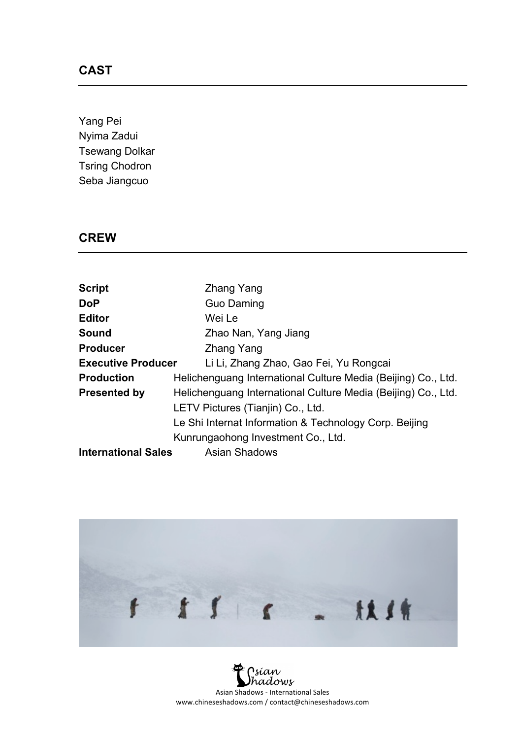## CAST

Yang Pei
Nyima Zadui
Tsewang Dolkar
Tsring Chodron
Seba Jiangcuo

## CREW

| | |
|---|---|
| **Script** | Zhang Yang |
| **DoP** | Guo Daming |
| **Editor** | Wei Le |
| **Sound** | Zhao Nan, Yang Jiang |
| **Producer** | Zhang Yang |
| **Executive Producer** | Li Li, Zhang Zhao, Gao Fei, Yu Rongcai |
| **Production** | Helichenguang International Culture Media (Beijing) Co., Ltd. |
| **Presented by** | Helichenguang International Culture Media (Beijing) Co., Ltd. LETV Pictures (Tianjin) Co., Ltd. Le Shi Internat Information & Technology Corp. Beijing Kunrungaohong Investment Co., Ltd. |
| **International Sales** | Asian Shadows |

Asian Shadows - International Sales
www.chineseshadows.com / contact@chineseshadows.com